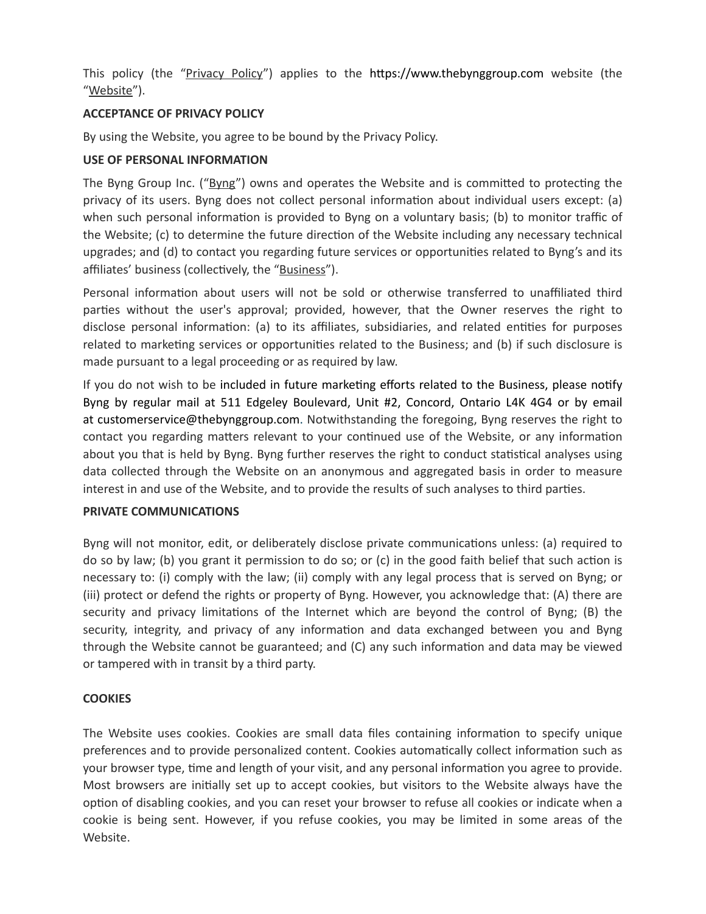This policy (the "Privacy Policy") applies to the https://www.thebynggroup.com website (the "Website").

**ACCEPTANCE OF PRIVACY POLICY**

By using the Website, you agree to be bound by the Privacy Policy.

**USE OF PERSONAL INFORMATION**

The Byng Group Inc. ("Byng") owns and operates the Website and is committed to protecting the privacy of its users. Byng does not collect personal information about individual users except: (a) when such personal information is provided to Byng on a voluntary basis; (b) to monitor traffic of the Website; (c) to determine the future direction of the Website including any necessary technical upgrades; and (d) to contact you regarding future services or opportunities related to Byng's and its affiliates' business (collectively, the "Business").

Personal information about users will not be sold or otherwise transferred to unaffiliated third parties without the user's approval; provided, however, that the Owner reserves the right to disclose personal information: (a) to its affiliates, subsidiaries, and related entities for purposes related to marketing services or opportunities related to the Business; and (b) if such disclosure is made pursuant to a legal proceeding or as required by law.

If you do not wish to be included in future marketing efforts related to the Business, please notify Byng by regular mail at 511 Edgeley Boulevard, Unit #2, Concord, Ontario L4K 4G4 or by email at customerservice@thebynggroup.com. Notwithstanding the foregoing, Byng reserves the right to contact you regarding matters relevant to your continued use of the Website, or any information about you that is held by Byng. Byng further reserves the right to conduct statistical analyses using data collected through the Website on an anonymous and aggregated basis in order to measure interest in and use of the Website, and to provide the results of such analyses to third parties.

**PRIVATE COMMUNICATIONS**

Byng will not monitor, edit, or deliberately disclose private communications unless: (a) required to do so by law; (b) you grant it permission to do so; or (c) in the good faith belief that such action is necessary to: (i) comply with the law; (ii) comply with any legal process that is served on Byng; or (iii) protect or defend the rights or property of Byng. However, you acknowledge that: (A) there are security and privacy limitations of the Internet which are beyond the control of Byng; (B) the security, integrity, and privacy of any information and data exchanged between you and Byng through the Website cannot be guaranteed; and (C) any such information and data may be viewed or tampered with in transit by a third party.

**COOKIES**

The Website uses cookies. Cookies are small data files containing information to specify unique preferences and to provide personalized content. Cookies automatically collect information such as your browser type, time and length of your visit, and any personal information you agree to provide. Most browsers are initially set up to accept cookies, but visitors to the Website always have the option of disabling cookies, and you can reset your browser to refuse all cookies or indicate when a cookie is being sent. However, if you refuse cookies, you may be limited in some areas of the Website.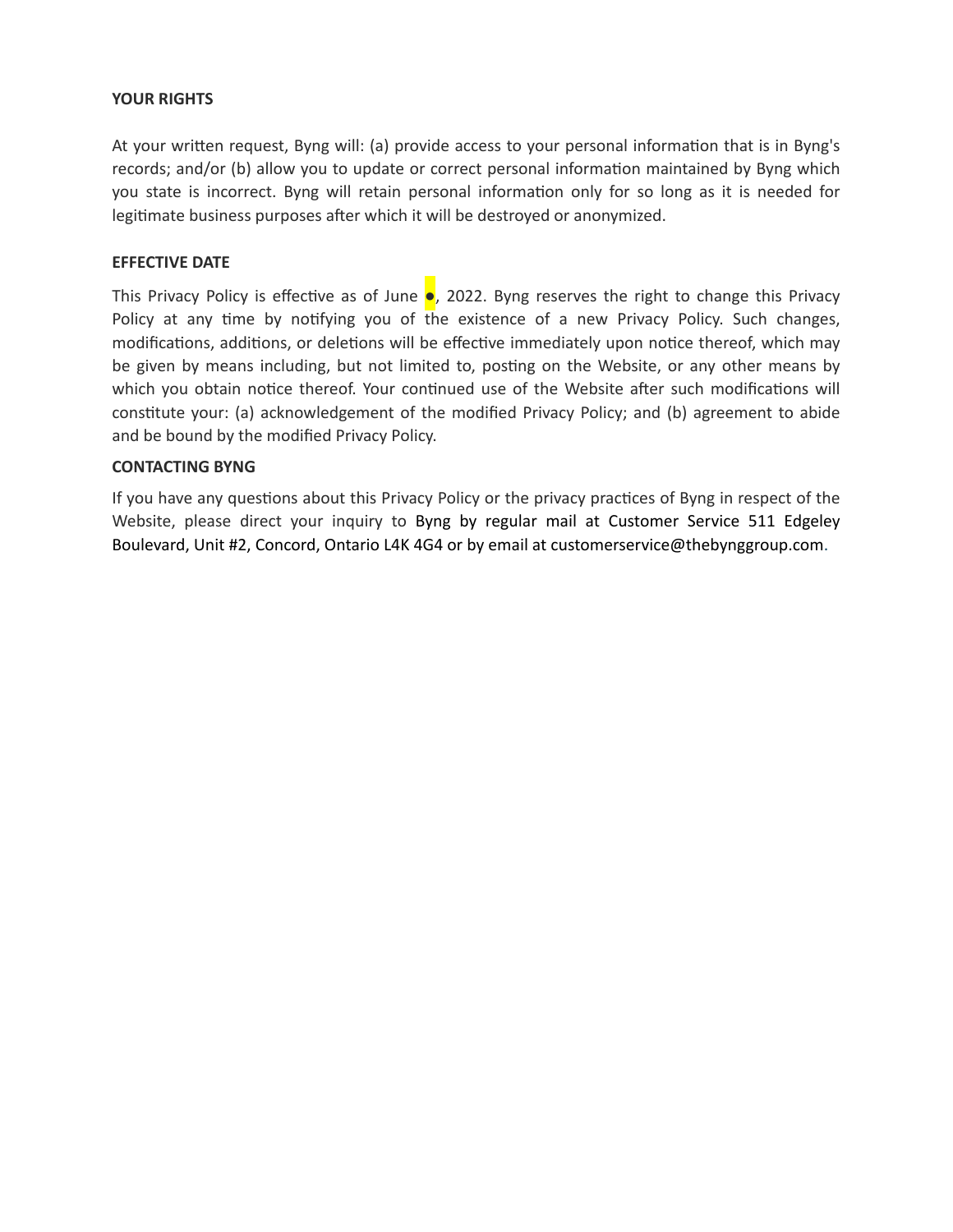**YOUR RIGHTS**

At your written request, Byng will: (a) provide access to your personal information that is in Byng's records; and/or (b) allow you to update or correct personal information maintained by Byng which you state is incorrect. Byng will retain personal information only for so long as it is needed for legitimate business purposes after which it will be destroyed or anonymized.

**EFFECTIVE DATE**

This Privacy Policy is effective as of June ●, 2022. Byng reserves the right to change this Privacy Policy at any time by notifying you of the existence of a new Privacy Policy. Such changes, modifications, additions, or deletions will be effective immediately upon notice thereof, which may be given by means including, but not limited to, posting on the Website, or any other means by which you obtain notice thereof. Your continued use of the Website after such modifications will constitute your: (a) acknowledgement of the modified Privacy Policy; and (b) agreement to abide and be bound by the modified Privacy Policy.

**CONTACTING BYNG**

If you have any questions about this Privacy Policy or the privacy practices of Byng in respect of the Website, please direct your inquiry to Byng by regular mail at Customer Service 511 Edgeley Boulevard, Unit #2, Concord, Ontario L4K 4G4 or by email at customerservice@thebynggroup.com.